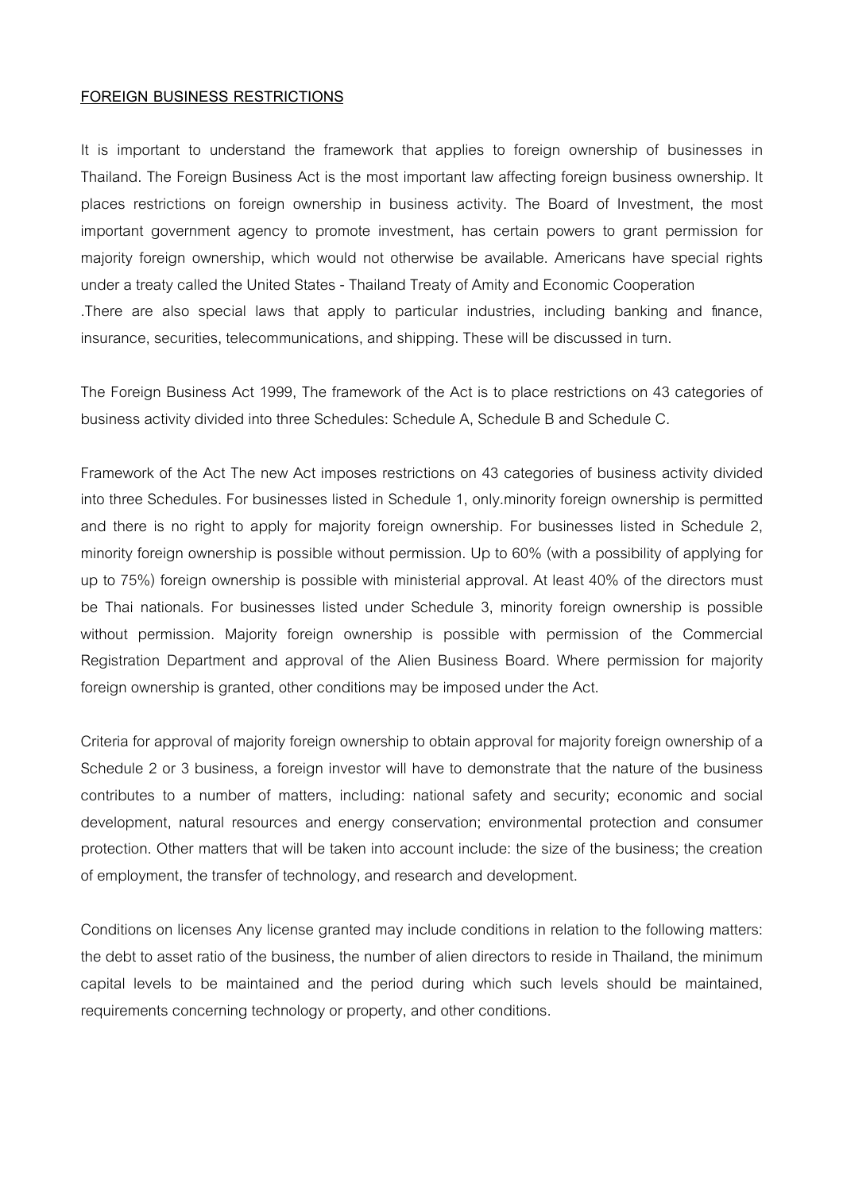**FOREIGN BUSINESS RESTRICTIONS**

It is important to understand the framework that applies to foreign ownership of businesses in Thailand. The Foreign Business Act is the most important law affecting foreign business ownership. It places restrictions on foreign ownership in business activity. The Board of Investment, the most important government agency to promote investment, has certain powers to grant permission for majority foreign ownership, which would not otherwise be available. Americans have special rights under a treaty called the United States - Thailand Treaty of Amity and Economic Cooperation .There are also special laws that apply to particular industries, including banking and finance, insurance, securities, telecommunications, and shipping. These will be discussed in turn.

The Foreign Business Act 1999, The framework of the Act is to place restrictions on 43 categories of business activity divided into three Schedules: Schedule A, Schedule B and Schedule C.

Framework of the Act The new Act imposes restrictions on 43 categories of business activity divided into three Schedules. For businesses listed in Schedule 1, only.minority foreign ownership is permitted and there is no right to apply for majority foreign ownership. For businesses listed in Schedule 2, minority foreign ownership is possible without permission. Up to 60% (with a possibility of applying for up to 75%) foreign ownership is possible with ministerial approval. At least 40% of the directors must be Thai nationals. For businesses listed under Schedule 3, minority foreign ownership is possible without permission. Majority foreign ownership is possible with permission of the Commercial Registration Department and approval of the Alien Business Board. Where permission for majority foreign ownership is granted, other conditions may be imposed under the Act.

Criteria for approval of majority foreign ownership to obtain approval for majority foreign ownership of a Schedule 2 or 3 business, a foreign investor will have to demonstrate that the nature of the business contributes to a number of matters, including: national safety and security; economic and social development, natural resources and energy conservation; environmental protection and consumer protection. Other matters that will be taken into account include: the size of the business; the creation of employment, the transfer of technology, and research and development.

Conditions on licenses Any license granted may include conditions in relation to the following matters: the debt to asset ratio of the business, the number of alien directors to reside in Thailand, the minimum capital levels to be maintained and the period during which such levels should be maintained, requirements concerning technology or property, and other conditions.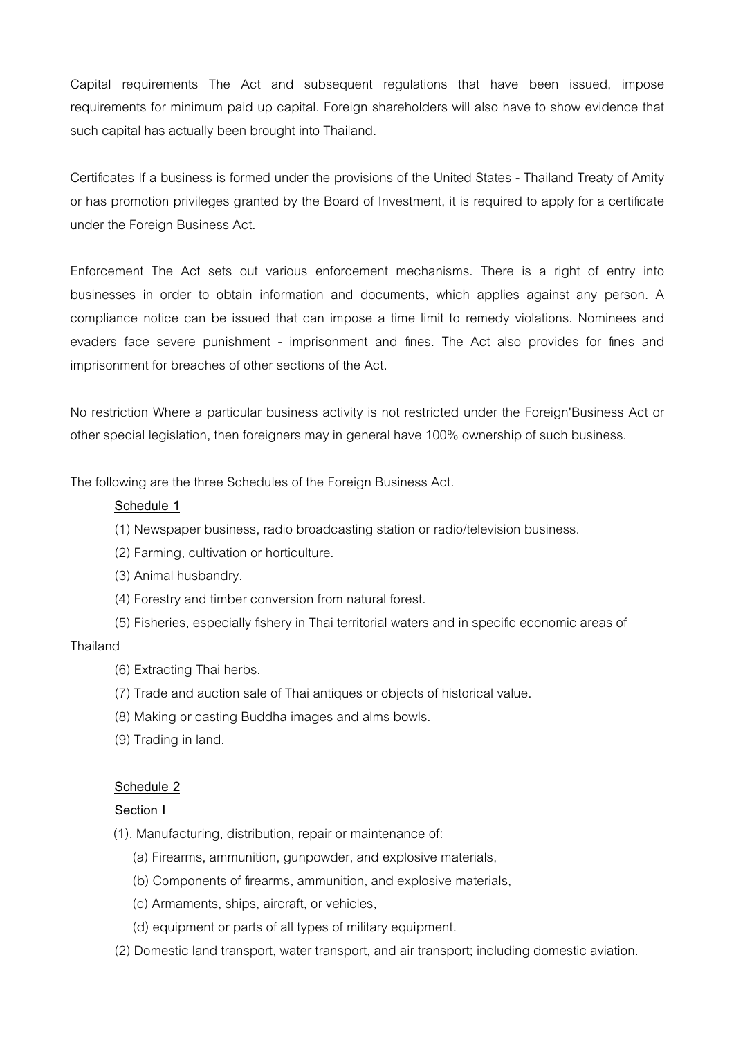Capital requirements The Act and subsequent regulations that have been issued, impose requirements for minimum paid up capital. Foreign shareholders will also have to show evidence that such capital has actually been brought into Thailand.

Certificates If a business is formed under the provisions of the United States - Thailand Treaty of Amity or has promotion privileges granted by the Board of Investment, it is required to apply for a certificate under the Foreign Business Act.

Enforcement The Act sets out various enforcement mechanisms. There is a right of entry into businesses in order to obtain information and documents, which applies against any person. A compliance notice can be issued that can impose a time limit to remedy violations. Nominees and evaders face severe punishment - imprisonment and fines. The Act also provides for fines and imprisonment for breaches of other sections of the Act.

No restriction Where a particular business activity is not restricted under the Foreign'Business Act or other special legislation, then foreigners may in general have 100% ownership of such business.

The following are the three Schedules of the Foreign Business Act.

**Schedule 1**

(1) Newspaper business, radio broadcasting station or radio/television business.

(2) Farming, cultivation or horticulture.

(3) Animal husbandry.

(4) Forestry and timber conversion from natural forest.

(5) Fisheries, especially fishery in Thai territorial waters and in specific economic areas of Thailand

(6) Extracting Thai herbs.

(7) Trade and auction sale of Thai antiques or objects of historical value.

(8) Making or casting Buddha images and alms bowls.

(9) Trading in land.

**Schedule 2**

**Section I**

(1). Manufacturing, distribution, repair or maintenance of:

(a) Firearms, ammunition, gunpowder, and explosive materials,

(b) Components of firearms, ammunition, and explosive materials,

(c) Armaments, ships, aircraft, or vehicles,

(d) equipment or parts of all types of military equipment.

(2) Domestic land transport, water transport, and air transport; including domestic aviation.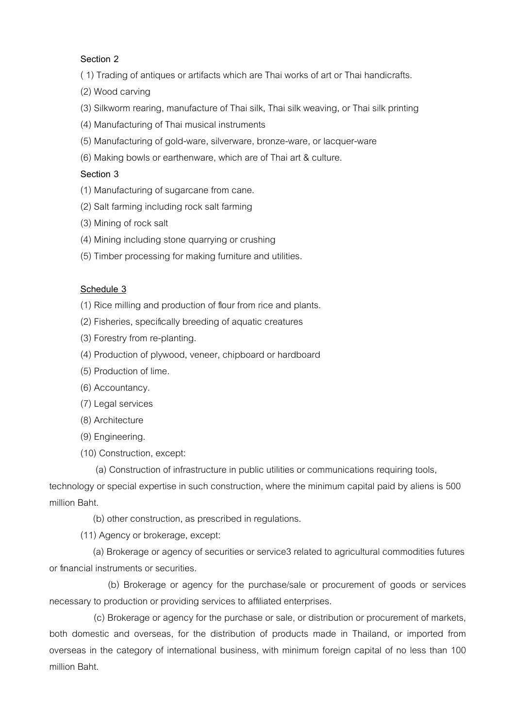**Section 2**

( 1) Trading of antiques or artifacts which are Thai works of art or Thai handicrafts.

(2) Wood carving

(3) Silkworm rearing, manufacture of Thai silk, Thai silk weaving, or Thai silk printing

(4) Manufacturing of Thai musical instruments

(5) Manufacturing of gold-ware, silverware, bronze-ware, or lacquer-ware

(6) Making bowls or earthenware, which are of Thai art & culture.

**Section 3**

(1) Manufacturing of sugarcane from cane.

(2) Salt farming including rock salt farming

(3) Mining of rock salt

(4) Mining including stone quarrying or crushing

(5) Timber processing for making furniture and utilities.

**Schedule 3**

(1) Rice milling and production of flour from rice and plants.

(2) Fisheries, specifically breeding of aquatic creatures

(3) Forestry from re-planting.

(4) Production of plywood, veneer, chipboard or hardboard

(5) Production of lime.

(6) Accountancy.

(7) Legal services

(8) Architecture

(9) Engineering.

(10) Construction, except:

(a) Construction of infrastructure in public utilities or communications requiring tools, technology or special expertise in such construction, where the minimum capital paid by aliens is 500 million Baht.

(b) other construction, as prescribed in regulations.

(11) Agency or brokerage, except:

(a) Brokerage or agency of securities or service3 related to agricultural commodities futures or financial instruments or securities.

(b) Brokerage or agency for the purchase/sale or procurement of goods or services necessary to production or providing services to affiliated enterprises.

(c) Brokerage or agency for the purchase or sale, or distribution or procurement of markets, both domestic and overseas, for the distribution of products made in Thailand, or imported from overseas in the category of international business, with minimum foreign capital of no less than 100 million Baht.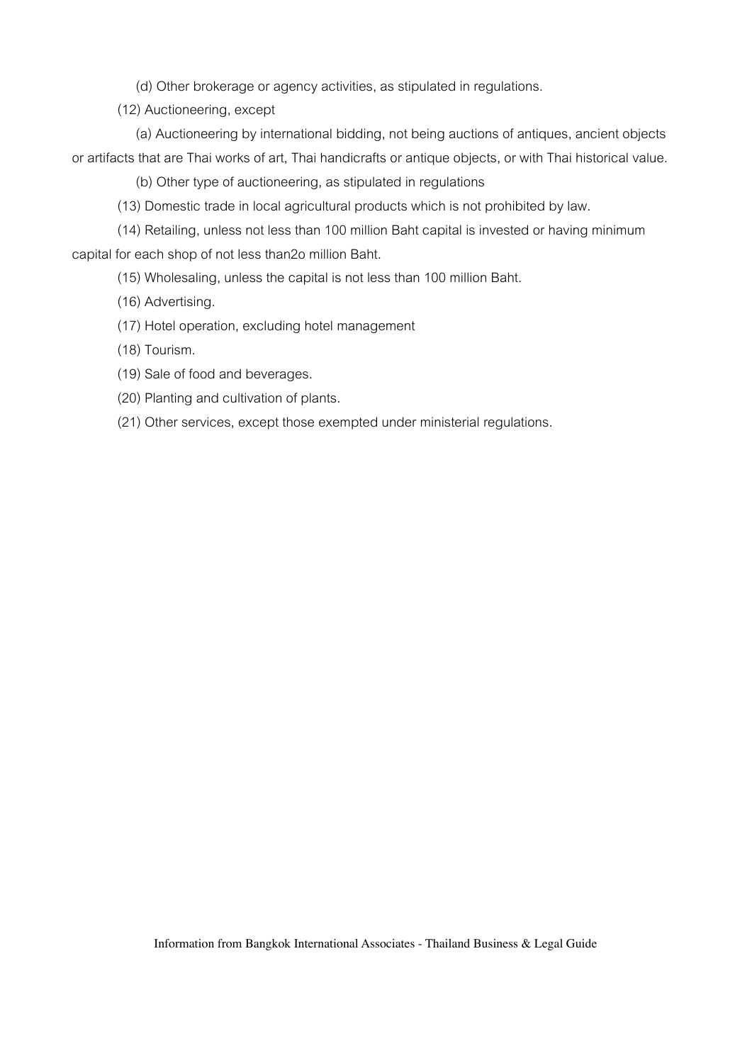(d) Other brokerage or agency activities, as stipulated in regulations.

(12) Auctioneering, except

(a) Auctioneering by international bidding, not being auctions of antiques, ancient objects or artifacts that are Thai works of art, Thai handicrafts or antique objects, or with Thai historical value.

(b) Other type of auctioneering, as stipulated in regulations

(13) Domestic trade in local agricultural products which is not prohibited by law.

(14) Retailing, unless not less than 100 million Baht capital is invested or having minimum capital for each shop of not less than2o million Baht.

(15) Wholesaling, unless the capital is not less than 100 million Baht.

(16) Advertising.

(17) Hotel operation, excluding hotel management

(18) Tourism.

(19) Sale of food and beverages.

(20) Planting and cultivation of plants.

(21) Other services, except those exempted under ministerial regulations.